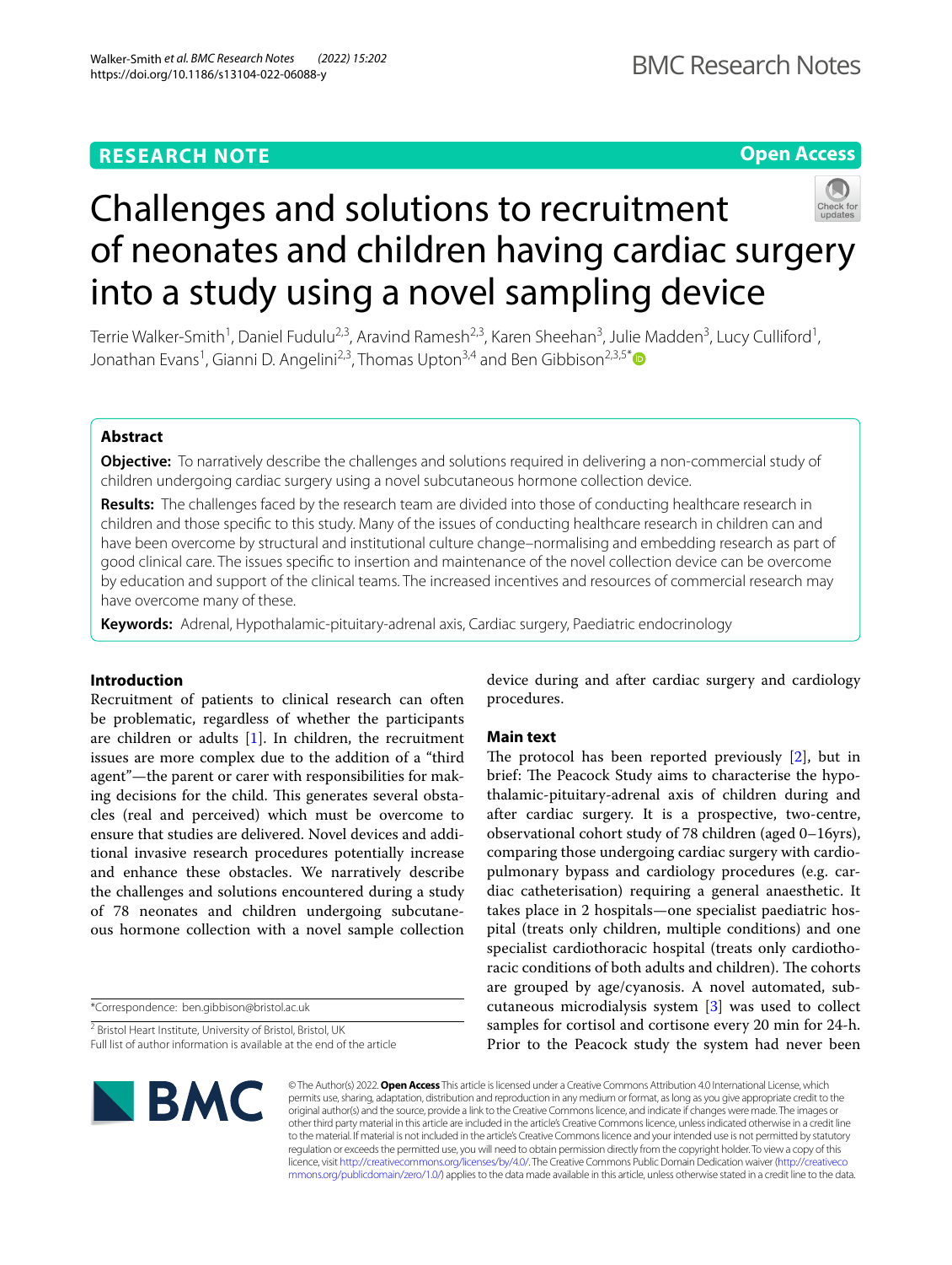RESEARCH NOTE

Open Access

# Challenges and solutions to recruitment of neonates and children having cardiac surgery into a study using a novel sampling device

Terrie Walker-Smith[1], Daniel Fudulu[2,3], Aravind Ramesh[2,3], Karen Sheehan[3], Julie Madden[3], Lucy Culliford[1], Jonathan Evans[1], Gianni D. Angelini[2,3], Thomas Upton[3,4] and Ben Gibbison[2,3,5*]

## Abstract

**Objective:** To narratively describe the challenges and solutions required in delivering a non-commercial study of children undergoing cardiac surgery using a novel subcutaneous hormone collection device.

**Results:** The challenges faced by the research team are divided into those of conducting healthcare research in children and those specific to this study. Many of the issues of conducting healthcare research in children can and have been overcome by structural and institutional culture change–normalising and embedding research as part of good clinical care. The issues specific to insertion and maintenance of the novel collection device can be overcome by education and support of the clinical teams. The increased incentives and resources of commercial research may have overcome many of these.

**Keywords:** Adrenal, Hypothalamic-pituitary-adrenal axis, Cardiac surgery, Paediatric endocrinology

## Introduction

Recruitment of patients to clinical research can often be problematic, regardless of whether the participants are children or adults [1]. In children, the recruitment issues are more complex due to the addition of a "third agent"—the parent or carer with responsibilities for making decisions for the child. This generates several obstacles (real and perceived) which must be overcome to ensure that studies are delivered. Novel devices and additional invasive research procedures potentially increase and enhance these obstacles. We narratively describe the challenges and solutions encountered during a study of 78 neonates and children undergoing subcutaneous hormone collection with a novel sample collection device during and after cardiac surgery and cardiology procedures.

## Main text

The protocol has been reported previously [2], but in brief: The Peacock Study aims to characterise the hypothalamic-pituitary-adrenal axis of children during and after cardiac surgery. It is a prospective, two-centre, observational cohort study of 78 children (aged 0–16yrs), comparing those undergoing cardiac surgery with cardiopulmonary bypass and cardiology procedures (e.g. cardiac catheterisation) requiring a general anaesthetic. It takes place in 2 hospitals—one specialist paediatric hospital (treats only children, multiple conditions) and one specialist cardiothoracic hospital (treats only cardiothoracic conditions of both adults and children). The cohorts are grouped by age/cyanosis. A novel automated, subcutaneous microdialysis system [3] was used to collect samples for cortisol and cortisone every 20 min for 24-h. Prior to the Peacock study the system had never been

*Correspondence: ben.gibbison@bristol.ac.uk

[2] Bristol Heart Institute, University of Bristol, Bristol, UK

Full list of author information is available at the end of the article

© The Author(s) 2022. **Open Access** This article is licensed under a Creative Commons Attribution 4.0 International License, which permits use, sharing, adaptation, distribution and reproduction in any medium or format, as long as you give appropriate credit to the original author(s) and the source, provide a link to the Creative Commons licence, and indicate if changes were made. The images or other third party material in this article are included in the article's Creative Commons licence, unless indicated otherwise in a credit line to the material. If material is not included in the article's Creative Commons licence and your intended use is not permitted by statutory regulation or exceeds the permitted use, you will need to obtain permission directly from the copyright holder. To view a copy of this licence, visit http://creativecommons.org/licenses/by/4.0/. The Creative Commons Public Domain Dedication waiver (http://creativecommons.org/publicdomain/zero/1.0/) applies to the data made available in this article, unless otherwise stated in a credit line to the data.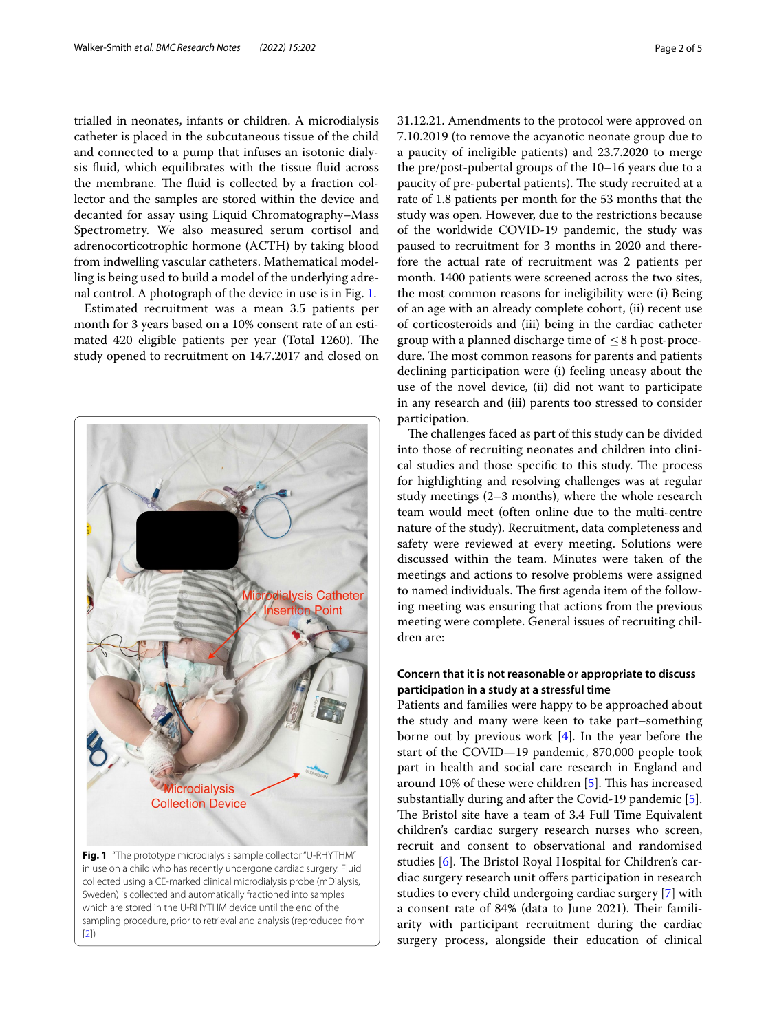trialled in neonates, infants or children. A microdialysis catheter is placed in the subcutaneous tissue of the child and connected to a pump that infuses an isotonic dialysis fluid, which equilibrates with the tissue fluid across the membrane. The fluid is collected by a fraction collector and the samples are stored within the device and decanted for assay using Liquid Chromatography–Mass Spectrometry. We also measured serum cortisol and adrenocorticotrophic hormone (ACTH) by taking blood from indwelling vascular catheters. Mathematical modelling is being used to build a model of the underlying adrenal control. A photograph of the device in use is in Fig. 1.

Estimated recruitment was a mean 3.5 patients per month for 3 years based on a 10% consent rate of an estimated 420 eligible patients per year (Total 1260). The study opened to recruitment on 14.7.2017 and closed on 31.12.21. Amendments to the protocol were approved on 7.10.2019 (to remove the acyanotic neonate group due to a paucity of ineligible patients) and 23.7.2020 to merge the pre/post-pubertal groups of the 10–16 years due to a paucity of pre-pubertal patients). The study recruited at a rate of 1.8 patients per month for the 53 months that the study was open. However, due to the restrictions because of the worldwide COVID-19 pandemic, the study was paused to recruitment for 3 months in 2020 and therefore the actual rate of recruitment was 2 patients per month. 1400 patients were screened across the two sites, the most common reasons for ineligibility were (i) Being of an age with an already complete cohort, (ii) recent use of corticosteroids and (iii) being in the cardiac catheter group with a planned discharge time of $\leq 8$ h post-procedure. The most common reasons for parents and patients declining participation were (i) feeling uneasy about the use of the novel device, (ii) did not want to participate in any research and (iii) parents too stressed to consider participation.

**Fig. 1** "The prototype microdialysis sample collector "U-RHYTHM" in use on a child who has recently undergone cardiac surgery. Fluid collected using a CE-marked clinical microdialysis probe (mDialysis, Sweden) is collected and automatically fractioned into samples which are stored in the U-RHYTHM device until the end of the sampling procedure, prior to retrieval and analysis (reproduced from [2])

The challenges faced as part of this study can be divided into those of recruiting neonates and children into clinical studies and those specific to this study. The process for highlighting and resolving challenges was at regular study meetings (2–3 months), where the whole research team would meet (often online due to the multi-centre nature of the study). Recruitment, data completeness and safety were reviewed at every meeting. Solutions were discussed within the team. Minutes were taken of the meetings and actions to resolve problems were assigned to named individuals. The first agenda item of the following meeting was ensuring that actions from the previous meeting were complete. General issues of recruiting children are:

### Concern that it is not reasonable or appropriate to discuss participation in a study at a stressful time

Patients and families were happy to be approached about the study and many were keen to take part–something borne out by previous work [4]. In the year before the start of the COVID—19 pandemic, 870,000 people took part in health and social care research in England and around 10% of these were children [5]. This has increased substantially during and after the Covid-19 pandemic [5]. The Bristol site have a team of 3.4 Full Time Equivalent children's cardiac surgery research nurses who screen, recruit and consent to observational and randomised studies [6]. The Bristol Royal Hospital for Children's cardiac surgery research unit offers participation in research studies to every child undergoing cardiac surgery [7] with a consent rate of 84% (data to June 2021). Their familiarity with participant recruitment during the cardiac surgery process, alongside their education of clinical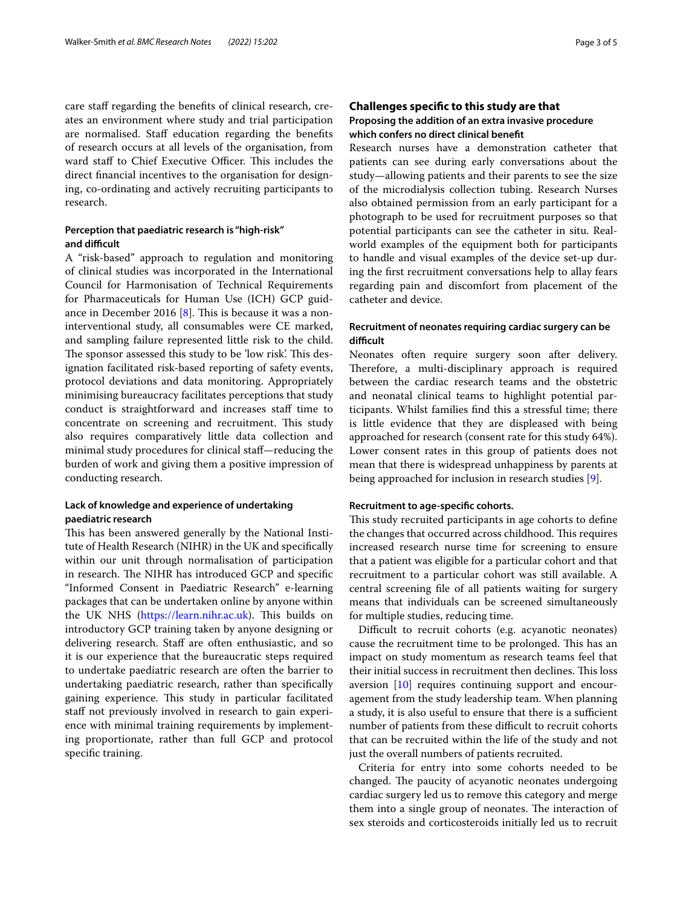care staff regarding the benefits of clinical research, creates an environment where study and trial participation are normalised. Staff education regarding the benefits of research occurs at all levels of the organisation, from ward staff to Chief Executive Officer. This includes the direct financial incentives to the organisation for designing, co-ordinating and actively recruiting participants to research.

### Perception that paediatric research is "high-risk" and difficult

A "risk-based" approach to regulation and monitoring of clinical studies was incorporated in the International Council for Harmonisation of Technical Requirements for Pharmaceuticals for Human Use (ICH) GCP guidance in December 2016 [8]. This is because it was a non-interventional study, all consumables were CE marked, and sampling failure represented little risk to the child. The sponsor assessed this study to be 'low risk'. This designation facilitated risk-based reporting of safety events, protocol deviations and data monitoring. Appropriately minimising bureaucracy facilitates perceptions that study conduct is straightforward and increases staff time to concentrate on screening and recruitment. This study also requires comparatively little data collection and minimal study procedures for clinical staff—reducing the burden of work and giving them a positive impression of conducting research.

### Lack of knowledge and experience of undertaking paediatric research

This has been answered generally by the National Institute of Health Research (NIHR) in the UK and specifically within our unit through normalisation of participation in research. The NIHR has introduced GCP and specific "Informed Consent in Paediatric Research" e-learning packages that can be undertaken online by anyone within the UK NHS (https://learn.nihr.ac.uk). This builds on introductory GCP training taken by anyone designing or delivering research. Staff are often enthusiastic, and so it is our experience that the bureaucratic steps required to undertake paediatric research are often the barrier to undertaking paediatric research, rather than specifically gaining experience. This study in particular facilitated staff not previously involved in research to gain experience with minimal training requirements by implementing proportionate, rather than full GCP and protocol specific training.

## Challenges specific to this study are that

### Proposing the addition of an extra invasive procedure which confers no direct clinical benefit

Research nurses have a demonstration catheter that patients can see during early conversations about the study—allowing patients and their parents to see the size of the microdialysis collection tubing. Research Nurses also obtained permission from an early participant for a photograph to be used for recruitment purposes so that potential participants can see the catheter in situ. Real-world examples of the equipment both for participants to handle and visual examples of the device set-up during the first recruitment conversations help to allay fears regarding pain and discomfort from placement of the catheter and device.

### Recruitment of neonates requiring cardiac surgery can be difficult

Neonates often require surgery soon after delivery. Therefore, a multi-disciplinary approach is required between the cardiac research teams and the obstetric and neonatal clinical teams to highlight potential participants. Whilst families find this a stressful time; there is little evidence that they are displeased with being approached for research (consent rate for this study 64%). Lower consent rates in this group of patients does not mean that there is widespread unhappiness by parents at being approached for inclusion in research studies [9].

### Recruitment to age-specific cohorts.

This study recruited participants in age cohorts to define the changes that occurred across childhood. This requires increased research nurse time for screening to ensure that a patient was eligible for a particular cohort and that recruitment to a particular cohort was still available. A central screening file of all patients waiting for surgery means that individuals can be screened simultaneously for multiple studies, reducing time.

Difficult to recruit cohorts (e.g. acyanotic neonates) cause the recruitment time to be prolonged. This has an impact on study momentum as research teams feel that their initial success in recruitment then declines. This loss aversion [10] requires continuing support and encouragement from the study leadership team. When planning a study, it is also useful to ensure that there is a sufficient number of patients from these difficult to recruit cohorts that can be recruited within the life of the study and not just the overall numbers of patients recruited.

Criteria for entry into some cohorts needed to be changed. The paucity of acyanotic neonates undergoing cardiac surgery led us to remove this category and merge them into a single group of neonates. The interaction of sex steroids and corticosteroids initially led us to recruit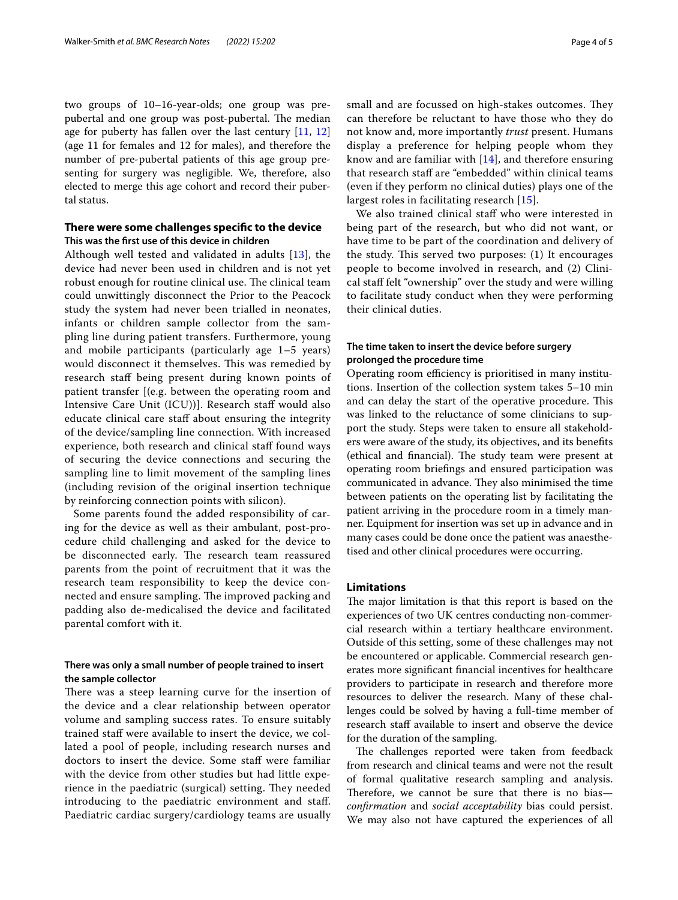two groups of 10–16-year-olds; one group was pre-pubertal and one group was post-pubertal. The median age for puberty has fallen over the last century [11, 12] (age 11 for females and 12 for males), and therefore the number of pre-pubertal patients of this age group presenting for surgery was negligible. We, therefore, also elected to merge this age cohort and record their pubertal status.

## There were some challenges specific to the device

### This was the first use of this device in children

Although well tested and validated in adults [13], the device had never been used in children and is not yet robust enough for routine clinical use. The clinical team could unwittingly disconnect the Prior to the Peacock study the system had never been trialled in neonates, infants or children sample collector from the sampling line during patient transfers. Furthermore, young and mobile participants (particularly age 1–5 years) would disconnect it themselves. This was remedied by research staff being present during known points of patient transfer [(e.g. between the operating room and Intensive Care Unit (ICU))]. Research staff would also educate clinical care staff about ensuring the integrity of the device/sampling line connection. With increased experience, both research and clinical staff found ways of securing the device connections and securing the sampling line to limit movement of the sampling lines (including revision of the original insertion technique by reinforcing connection points with silicon).

Some parents found the added responsibility of caring for the device as well as their ambulant, post-procedure child challenging and asked for the device to be disconnected early. The research team reassured parents from the point of recruitment that it was the research team responsibility to keep the device connected and ensure sampling. The improved packing and padding also de-medicalised the device and facilitated parental comfort with it.

### There was only a small number of people trained to insert the sample collector

There was a steep learning curve for the insertion of the device and a clear relationship between operator volume and sampling success rates. To ensure suitably trained staff were available to insert the device, we collated a pool of people, including research nurses and doctors to insert the device. Some staff were familiar with the device from other studies but had little experience in the paediatric (surgical) setting. They needed introducing to the paediatric environment and staff. Paediatric cardiac surgery/cardiology teams are usually small and are focussed on high-stakes outcomes. They can therefore be reluctant to have those who they do not know and, more importantly *trust* present. Humans display a preference for helping people whom they know and are familiar with [14], and therefore ensuring that research staff are "embedded" within clinical teams (even if they perform no clinical duties) plays one of the largest roles in facilitating research [15].

We also trained clinical staff who were interested in being part of the research, but who did not want, or have time to be part of the coordination and delivery of the study. This served two purposes: (1) It encourages people to become involved in research, and (2) Clinical staff felt "ownership" over the study and were willing to facilitate study conduct when they were performing their clinical duties.

### The time taken to insert the device before surgery prolonged the procedure time

Operating room efficiency is prioritised in many institutions. Insertion of the collection system takes 5–10 min and can delay the start of the operative procedure. This was linked to the reluctance of some clinicians to support the study. Steps were taken to ensure all stakeholders were aware of the study, its objectives, and its benefits (ethical and financial). The study team were present at operating room briefings and ensured participation was communicated in advance. They also minimised the time between patients on the operating list by facilitating the patient arriving in the procedure room in a timely manner. Equipment for insertion was set up in advance and in many cases could be done once the patient was anaesthetised and other clinical procedures were occurring.

## Limitations

The major limitation is that this report is based on the experiences of two UK centres conducting non-commercial research within a tertiary healthcare environment. Outside of this setting, some of these challenges may not be encountered or applicable. Commercial research generates more significant financial incentives for healthcare providers to participate in research and therefore more resources to deliver the research. Many of these challenges could be solved by having a full-time member of research staff available to insert and observe the device for the duration of the sampling.

The challenges reported were taken from feedback from research and clinical teams and were not the result of formal qualitative research sampling and analysis. Therefore, we cannot be sure that there is no bias—*confirmation* and *social acceptability* bias could persist. We may also not have captured the experiences of all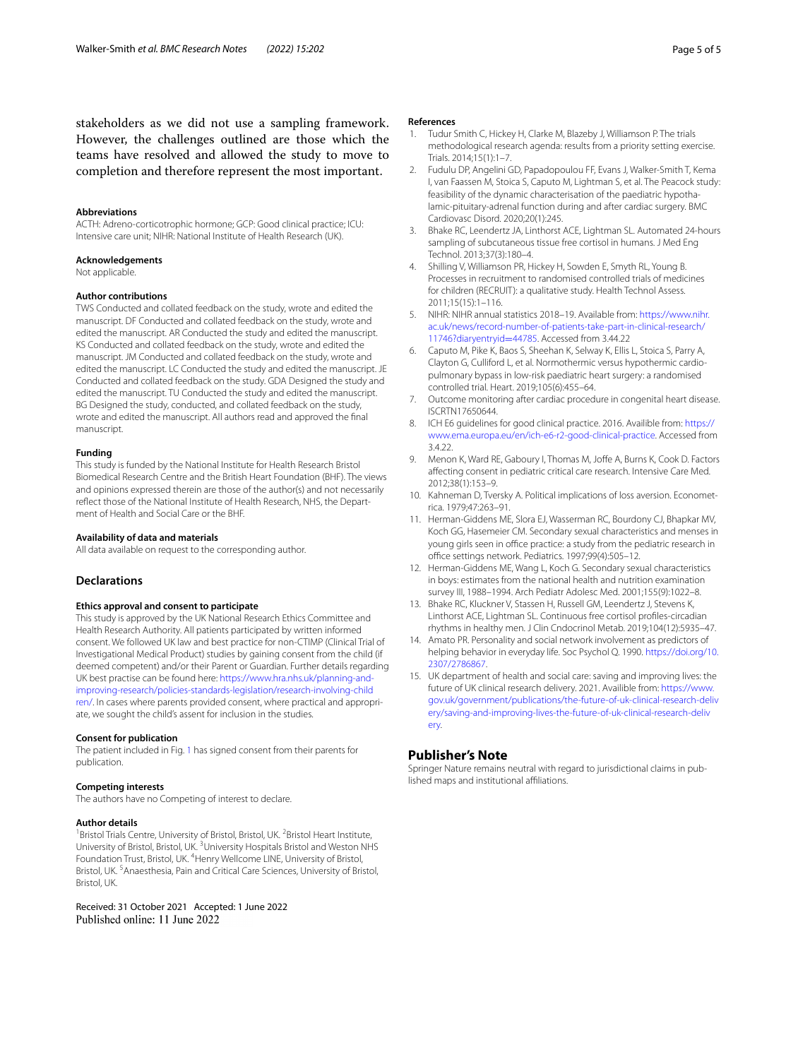stakeholders as we did not use a sampling framework. However, the challenges outlined are those which the teams have resolved and allowed the study to move to completion and therefore represent the most important.

#### Abbreviations
ACTH: Adreno-corticotrophic hormone; GCP: Good clinical practice; ICU: Intensive care unit; NIHR: National Institute of Health Research (UK).

#### Acknowledgements
Not applicable.

#### Author contributions
TWS Conducted and collated feedback on the study, wrote and edited the manuscript. DF Conducted and collated feedback on the study, wrote and edited the manuscript. AR Conducted the study and edited the manuscript. KS Conducted and collated feedback on the study, wrote and edited the manuscript. JM Conducted and collated feedback on the study, wrote and edited the manuscript. LC Conducted the study and edited the manuscript. JE Conducted and collated feedback on the study. GDA Designed the study and edited the manuscript. TU Conducted the study and edited the manuscript. BG Designed the study, conducted, and collated feedback on the study, wrote and edited the manuscript. All authors read and approved the final manuscript.

#### Funding
This study is funded by the National Institute for Health Research Bristol Biomedical Research Centre and the British Heart Foundation (BHF). The views and opinions expressed therein are those of the author(s) and not necessarily reflect those of the National Institute of Health Research, NHS, the Department of Health and Social Care or the BHF.

#### Availability of data and materials
All data available on request to the corresponding author.

## Declarations

#### Ethics approval and consent to participate
This study is approved by the UK National Research Ethics Committee and Health Research Authority. All patients participated by written informed consent. We followed UK law and best practice for non-CTIMP (Clinical Trial of Investigational Medical Product) studies by gaining consent from the child (if deemed competent) and/or their Parent or Guardian. Further details regarding UK best practise can be found here: https://www.hra.nhs.uk/planning-and-improving-research/policies-standards-legislation/research-involving-children/. In cases where parents provided consent, where practical and appropriate, we sought the child's assent for inclusion in the studies.

#### Consent for publication
The patient included in Fig. 1 has signed consent from their parents for publication.

#### Competing interests
The authors have no Competing of interest to declare.

#### Author details
[1] Bristol Trials Centre, University of Bristol, Bristol, UK. [2] Bristol Heart Institute, University of Bristol, Bristol, UK. [3] University Hospitals Bristol and Weston NHS Foundation Trust, Bristol, UK. [4] Henry Wellcome LINE, University of Bristol, Bristol, UK. [5] Anaesthesia, Pain and Critical Care Sciences, University of Bristol, Bristol, UK.

Received: 31 October 2021 Accepted: 1 June 2022
Published online: 11 June 2022

#### References
1. Tudur Smith C, Hickey H, Clarke M, Blazeby J, Williamson P. The trials methodological research agenda: results from a priority setting exercise. Trials. 2014;15(1):1–7.
2. Fudulu DP, Angelini GD, Papadopoulou FF, Evans J, Walker-Smith T, Kema I, van Faassen M, Stoica S, Caputo M, Lightman S, et al. The Peacock study: feasibility of the dynamic characterisation of the paediatric hypothalamic-pituitary-adrenal function during and after cardiac surgery. BMC Cardiovasc Disord. 2020;20(1):245.
3. Bhake RC, Leendertz JA, Linthorst ACE, Lightman SL. Automated 24-hours sampling of subcutaneous tissue free cortisol in humans. J Med Eng Technol. 2013;37(3):180–4.
4. Shilling V, Williamson PR, Hickey H, Sowden E, Smyth RL, Young B. Processes in recruitment to randomised controlled trials of medicines for children (RECRUIT): a qualitative study. Health Technol Assess. 2011;15(15):1–116.
5. NIHR: NIHR annual statistics 2018–19. Available from: https://www.nihr.ac.uk/news/record-number-of-patients-take-part-in-clinical-research/11746?diaryentryid=44785. Accessed from 3.44.22
6. Caputo M, Pike K, Baos S, Sheehan K, Selway K, Ellis L, Stoica S, Parry A, Clayton G, Culliford L, et al. Normothermic versus hypothermic cardiopulmonary bypass in low-risk paediatric heart surgery: a randomised controlled trial. Heart. 2019;105(6):455–64.
7. Outcome monitoring after cardiac procedure in congenital heart disease. ISCRTN17650644.
8. ICH E6 guidelines for good clinical practice. 2016. Availible from: https://www.ema.europa.eu/en/ich-e6-r2-good-clinical-practice. Accessed from 3.4.22.
9. Menon K, Ward RE, Gaboury I, Thomas M, Joffe A, Burns K, Cook D. Factors affecting consent in pediatric critical care research. Intensive Care Med. 2012;38(1):153–9.
10. Kahneman D, Tversky A. Political implications of loss aversion. Econometrica. 1979;47:263–91.
11. Herman-Giddens ME, Slora EJ, Wasserman RC, Bourdony CJ, Bhapkar MV, Koch GG, Hasemeier CM. Secondary sexual characteristics and menses in young girls seen in office practice: a study from the pediatric research in office settings network. Pediatrics. 1997;99(4):505–12.
12. Herman-Giddens ME, Wang L, Koch G. Secondary sexual characteristics in boys: estimates from the national health and nutrition examination survey III, 1988–1994. Arch Pediatr Adolesc Med. 2001;155(9):1022–8.
13. Bhake RC, Kluckner V, Stassen H, Russell GM, Leendertz J, Stevens K, Linthorst ACE, Lightman SL. Continuous free cortisol profiles-circadian rhythms in healthy men. J Clin Cndocrinol Metab. 2019;104(12):5935–47.
14. Amato PR. Personality and social network involvement as predictors of helping behavior in everyday life. Soc Psychol Q. 1990. https://doi.org/10.2307/2786867.
15. UK department of health and social care: saving and improving lives: the future of UK clinical research delivery. 2021. Availible from: https://www.gov.uk/government/publications/the-future-of-uk-clinical-research-delivery/saving-and-improving-lives-the-future-of-uk-clinical-research-delivery.

## Publisher's Note
Springer Nature remains neutral with regard to jurisdictional claims in published maps and institutional affiliations.